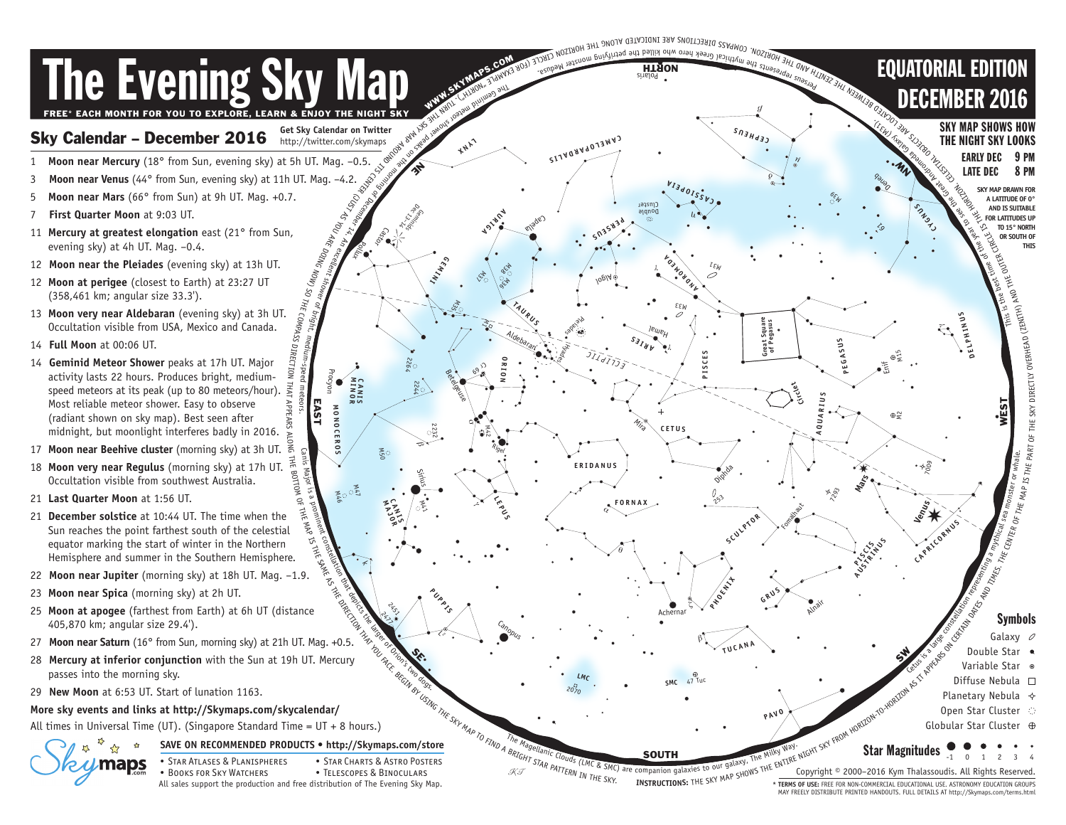# The Evening Sky Map

FREE* EACH MONTH FOR YOU TO EXPLORE, LEARN & ENJOY THE NIGHT SKY

## EQUATORIAL EDITION DECEMBER 2016

## Sky Calendar – December 2016

Get Sky Calendar on Twitter http://twitter.com/skymaps

1 **Moon near Mercury** (18° from Sun, evening sky) at 5h UT. Mag. −0.5.

3 **Moon near Venus** (44° from Sun, evening sky) at 11h UT. Mag. −4.2.

5 **Moon near Mars** (66° from Sun) at 9h UT. Mag. +0.7.

7 **First Quarter Moon** at 9:03 UT.

11 **Mercury at greatest elongation** east (21° from Sun, evening sky) at 4h UT. Mag. −0.4.

12 **Moon near the Pleiades** (evening sky) at 13h UT.

12 **Moon at perigee** (closest to Earth) at 23:27 UT (358,461 km; angular size 33.3').

13 **Moon very near Aldebaran** (evening sky) at 3h UT. Occultation visible from USA, Mexico and Canada.

14 **Full Moon** at 00:06 UT.

14 **Geminid Meteor Shower** peaks at 17h UT. Major activity lasts 22 hours. Produces bright, medium-speed meteors at its peak (up to 80 meteors/hour). Most reliable meteor shower. Easy to observe (radiant shown on sky map). Best seen after midnight, but moonlight interferes badly in 2016.

17 **Moon near Beehive cluster** (morning sky) at 3h UT.

18 **Moon very near Regulus** (morning sky) at 17h UT. Occultation visible from southwest Australia.

21 **Last Quarter Moon** at 1:56 UT.

21 **December solstice** at 10:44 UT. The time when the Sun reaches the point farthest south of the celestial equator marking the start of winter in the Northern Hemisphere and summer in the Southern Hemisphere.

22 **Moon near Jupiter** (morning sky) at 18h UT. Mag. −1.9.

23 **Moon near Spica** (morning sky) at 2h UT.

25 **Moon at apogee** (farthest from Earth) at 6h UT (distance 405,870 km; angular size 29.4').

27 **Moon near Saturn** (16° from Sun, morning sky) at 21h UT. Mag. +0.5.

28 **Mercury at inferior conjunction** with the Sun at 19h UT. Mercury passes into the morning sky.

29 **New Moon** at 6:53 UT. Start of lunation 1163.

**More sky events and links at http://Skymaps.com/skycalendar/**

All times in Universal Time (UT). (Singapore Standard Time = UT + 8 hours.)

**SAVE ON RECOMMENDED PRODUCTS • http://Skymaps.com/store**

- Star Atlases & Planispheres
- Books for Sky Watchers
- Star Charts & Astro Posters
- Telescopes & Binoculars

All sales support the production and free distribution of The Evening Sky Map.

**SKY MAP SHOWS HOW THE NIGHT SKY LOOKS**

EARLY DEC 9 PM
LATE DEC 8 PM

SKY MAP DRAWN FOR A LATITUDE OF 0° AND IS SUITABLE FOR LATITUDES UP TO 15° NORTH OR SOUTH OF THIS

WWW.SKYMAPS.COM

**INSTRUCTIONS:** THE SKY MAP SHOWS THE ENTIRE NIGHT SKY FROM HORIZON-TO-HORIZON AS IT APPEARS ON CERTAIN DATES AND TIMES. THE CENTER OF THE MAP IS THE PART OF THE SKY DIRECTLY OVERHEAD (ZENITH) AND THE OUTER CIRCLE IS THE HORIZON. CELESTIAL OBJECTS ARE LOCATED BETWEEN THE ZENITH AND THE HORIZON. COMPASS DIRECTIONS ARE INDICATED ALONG THE HORIZON CIRCLE (FOR EXAMPLE "NORTH"). TURN THE SKY MAP AROUND ITS CENTER (JUST AS YOU ARE DOING NOW) SO THE COMPASS DIRECTION THAT APPEARS ALONG THE BOTTOM OF THE MAP IS THE SAME AS THE DIRECTION THAT YOU FACE. BEGIN BY USING THE SKY MAP TO FIND A BRIGHT STAR PATTERN IN THE SKY.

The Geminid meteor shower peaks on the morning of December 14. An excellent shower of bright, medium-speed meteors.

Perseus represents the mythical Greek hero who killed the petrifying monster Medusa.

This is the best time of the year to see the Great Andromeda Galaxy (M31).

Cetus is a large constellation representing a mythical sea monster or whale.

Canis Major is a prominent constellation that depicts the larger of Orion's two dogs.

The Magellanic Clouds (LMC & SMC) are companion galaxies to our galaxy, The Milky Way.

**Symbols:** Galaxy, Double Star, Variable Star, Diffuse Nebula, Planetary Nebula, Open Star Cluster, Globular Star Cluster

**Star Magnitudes** -1 0 1 2 3 4

Copyright © 2000–2016 Kym Thalassoudis. All Rights Reserved.

* **TERMS OF USE:** FREE FOR NON-COMMERCIAL EDUCATIONAL USE. ASTRONOMY EDUCATION GROUPS MAY FREELY DISTRIBUTE PRINTED HANDOUTS. FULL DETAILS AT http://Skymaps.com/terms.html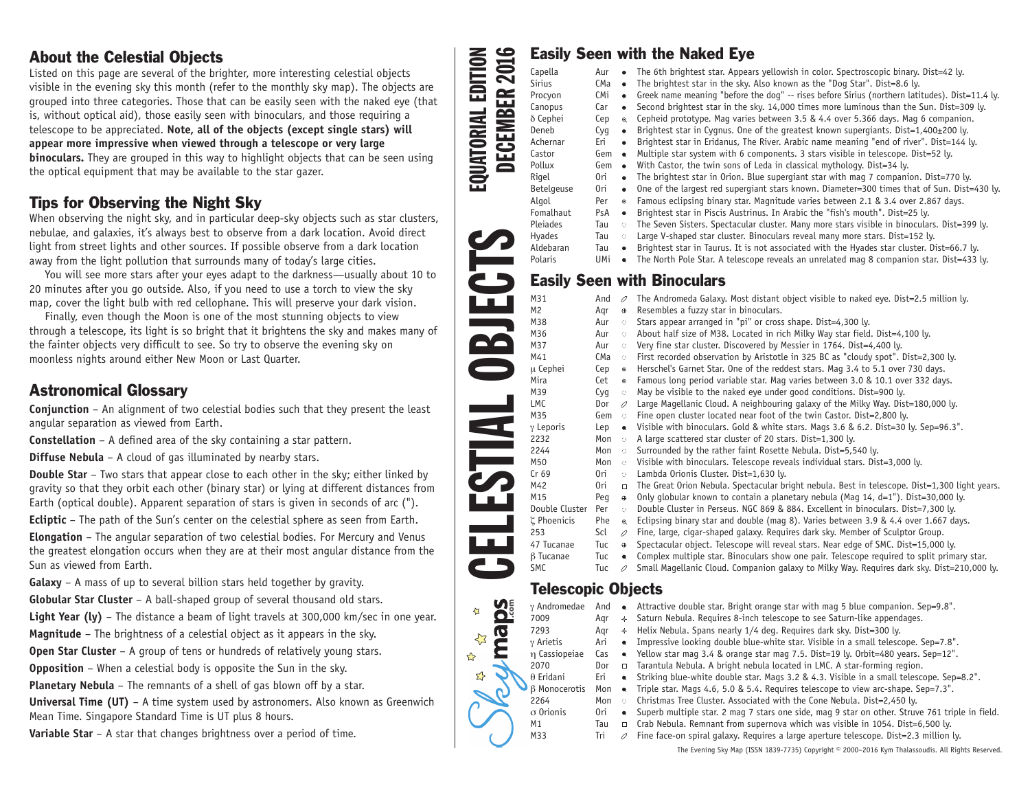## About the Celestial Objects

Listed on this page are several of the brighter, more interesting celestial objects visible in the evening sky this month (refer to the monthly sky map). The objects are grouped into three categories. Those that can be easily seen with the naked eye (that is, without optical aid), those easily seen with binoculars, and those requiring a telescope to be appreciated. **Note, all of the objects (except single stars) will appear more impressive when viewed through a telescope or very large binoculars.** They are grouped in this way to highlight objects that can be seen using the optical equipment that may be available to the star gazer.

## Tips for Observing the Night Sky

When observing the night sky, and in particular deep-sky objects such as star clusters, nebulae, and galaxies, it's always best to observe from a dark location. Avoid direct light from street lights and other sources. If possible observe from a dark location away from the light pollution that surrounds many of today's large cities.

You will see more stars after your eyes adapt to the darkness—usually about 10 to 20 minutes after you go outside. Also, if you need to use a torch to view the sky map, cover the light bulb with red cellophane. This will preserve your dark vision.

Finally, even though the Moon is one of the most stunning objects to view through a telescope, its light is so bright that it brightens the sky and makes many of the fainter objects very difficult to see. So try to observe the evening sky on moonless nights around either New Moon or Last Quarter.

## Astronomical Glossary

**Conjunction** – An alignment of two celestial bodies such that they present the least angular separation as viewed from Earth.

**Constellation** – A defined area of the sky containing a star pattern.

**Diffuse Nebula** – A cloud of gas illuminated by nearby stars.

**Double Star** – Two stars that appear close to each other in the sky; either linked by gravity so that they orbit each other (binary star) or lying at different distances from Earth (optical double). Apparent separation of stars is given in seconds of arc (").

**Ecliptic** – The path of the Sun's center on the celestial sphere as seen from Earth.

**Elongation** – The angular separation of two celestial bodies. For Mercury and Venus the greatest elongation occurs when they are at their most angular distance from the Sun as viewed from Earth.

**Galaxy** – A mass of up to several billion stars held together by gravity.

**Globular Star Cluster** – A ball-shaped group of several thousand old stars.

**Light Year (ly)** – The distance a beam of light travels at 300,000 km/sec in one year.

**Magnitude** – The brightness of a celestial object as it appears in the sky.

**Open Star Cluster** – A group of tens or hundreds of relatively young stars.

**Opposition** – When a celestial body is opposite the Sun in the sky.

**Planetary Nebula** – The remnants of a shell of gas blown off by a star.

**Universal Time (UT)** – A time system used by astronomers. Also known as Greenwich Mean Time. Singapore Standard Time is UT plus 8 hours.

**Variable Star** – A star that changes brightness over a period of time.

# CELESTIAL OBJECTS

EQUATORIAL EDITION
DECEMBER 2016

## Easily Seen with the Naked Eye

| | | |
|---|---|---|
| Capella | Aur | The 6th brightest star. Appears yellowish in color. Spectroscopic binary. Dist=42 ly. |
| Sirius | CMa | The brightest star in the sky. Also known as the "Dog Star". Dist=8.6 ly. |
| Procyon | CMi | Greek name meaning "before the dog" -- rises before Sirius (northern latitudes). Dist=11.4 ly. |
| Canopus | Car | Second brightest star in the sky. 14,000 times more luminous than the Sun. Dist=309 ly. |
| δ Cephei | Cep | Cepheid prototype. Mag varies between 3.5 & 4.4 over 5.366 days. Mag 6 companion. |
| Deneb | Cyg | Brightest star in Cygnus. One of the greatest known supergiants. Dist=1,400±200 ly. |
| Achernar | Eri | Brightest star in Eridanus, The River. Arabic name meaning "end of river". Dist=144 ly. |
| Castor | Gem | Multiple star system with 6 components. 3 stars visible in telescope. Dist=52 ly. |
| Pollux | Gem | With Castor, the twin sons of Leda in classical mythology. Dist=34 ly. |
| Rigel | Ori | The brightest star in Orion. Blue supergiant star with mag 7 companion. Dist=770 ly. |
| Betelgeuse | Ori | One of the largest red supergiant stars known. Diameter=300 times that of Sun. Dist=430 ly. |
| Algol | Per | Famous eclipsing binary star. Magnitude varies between 2.1 & 3.4 over 2.867 days. |
| Fomalhaut | PsA | Brightest star in Piscis Austrinus. In Arabic the "fish's mouth". Dist=25 ly. |
| Pleiades | Tau | The Seven Sisters. Spectacular cluster. Many more stars visible in binoculars. Dist=399 ly. |
| Hyades | Tau | Large V-shaped star cluster. Binoculars reveal many more stars. Dist=152 ly. |
| Aldebaran | Tau | Brightest star in Taurus. It is not associated with the Hyades star cluster. Dist=66.7 ly. |
| Polaris | UMi | The North Pole Star. A telescope reveals an unrelated mag 8 companion star. Dist=433 ly. |

## Easily Seen with Binoculars

| | | |
|---|---|---|
| M31 | And | The Andromeda Galaxy. Most distant object visible to naked eye. Dist=2.5 million ly. |
| M2 | Aqr | Resembles a fuzzy star in binoculars. |
| M38 | Aur | Stars appear arranged in "pi" or cross shape. Dist=4,300 ly. |
| M36 | Aur | About half size of M38. Located in rich Milky Way star field. Dist=4,100 ly. |
| M37 | Aur | Very fine star cluster. Discovered by Messier in 1764. Dist=4,400 ly. |
| M41 | CMa | First recorded observation by Aristotle in 325 BC as "cloudy spot". Dist=2,300 ly. |
| μ Cephei | Cep | Herschel's Garnet Star. One of the reddest stars. Mag 3.4 to 5.1 over 730 days. |
| Mira | Cet | Famous long period variable star. Mag varies between 3.0 & 10.1 over 332 days. |
| M39 | Cyg | May be visible to the naked eye under good conditions. Dist=900 ly. |
| LMC | Dor | Large Magellanic Cloud. A neighbouring galaxy of the Milky Way. Dist=180,000 ly. |
| M35 | Gem | Fine open cluster located near foot of the twin Castor. Dist=2,800 ly. |
| γ Leporis | Lep | Visible with binoculars. Gold & white stars. Mags 3.6 & 6.2. Dist=30 ly. Sep=96.3". |
| 2232 | Mon | A large scattered star cluster of 20 stars. Dist=1,300 ly. |
| 2244 | Mon | Surrounded by the rather faint Rosette Nebula. Dist=5,540 ly. |
| M50 | Mon | Visible with binoculars. Telescope reveals individual stars. Dist=3,000 ly. |
| Cr 69 | Ori | Lambda Orionis Cluster. Dist=1,630 ly. |
| M42 | Ori | The Great Orion Nebula. Spectacular bright nebula. Best in telescope. Dist=1,300 light years. |
| M15 | Peg | Only globular known to contain a planetary nebula (Mag 14, d=1"). Dist=30,000 ly. |
| Double Cluster | Per | Double Cluster in Perseus. NGC 869 & 884. Excellent in binoculars. Dist=7,300 ly. |
| ζ Phoenicis | Phe | Eclipsing binary star and double (mag 8). Varies between 3.9 & 4.4 over 1.667 days. |
| 253 | Scl | Fine, large, cigar-shaped galaxy. Requires dark sky. Member of Sculptor Group. |
| 47 Tucanae | Tuc | Spectacular object. Telescope will reveal stars. Near edge of SMC. Dist=15,000 ly. |
| β Tucanae | Tuc | Complex multiple star. Binoculars show one pair. Telescope required to split primary star. |
| SMC | Tuc | Small Magellanic Cloud. Companion galaxy to Milky Way. Requires dark sky. Dist=210,000 ly. |

## Telescopic Objects

| | | |
|---|---|---|
| γ Andromedae | And | Attractive double star. Bright orange star with mag 5 blue companion. Sep=9.8". |
| 7009 | Aqr | Saturn Nebula. Requires 8-inch telescope to see Saturn-like appendages. |
| 7293 | Aqr | Helix Nebula. Spans nearly 1/4 deg. Requires dark sky. Dist=300 ly. |
| γ Arietis | Ari | Impressive looking double blue-white star. Visible in a small telescope. Sep=7.8". |
| η Cassiopeiae | Cas | Yellow star mag 3.4 & orange star mag 7.5. Dist=19 ly. Orbit=480 years. Sep=12". |
| 2070 | Dor | Tarantula Nebula. A bright nebula located in LMC. A star-forming region. |
| θ Eridani | Eri | Striking blue-white double star. Mags 3.2 & 4.3. Visible in a small telescope. Sep=8.2". |
| β Monocerotis | Mon | Triple star. Mags 4.6, 5.0 & 5.4. Requires telescope to view arc-shape. Sep=7.3". |
| 2264 | Mon | Christmas Tree Cluster. Associated with the Cone Nebula. Dist=2,450 ly. |
| σ Orionis | Ori | Superb multiple star. 2 mag 7 stars one side, mag 9 star on other. Struve 761 triple in field. |
| M1 | Tau | Crab Nebula. Remnant from supernova which was visible in 1054. Dist=6,500 ly. |
| M33 | Tri | Fine face-on spiral galaxy. Requires a large aperture telescope. Dist=2.3 million ly. |

The Evening Sky Map (ISSN 1839-7735) Copyright © 2000–2016 Kym Thalassoudis. All Rights Reserved.